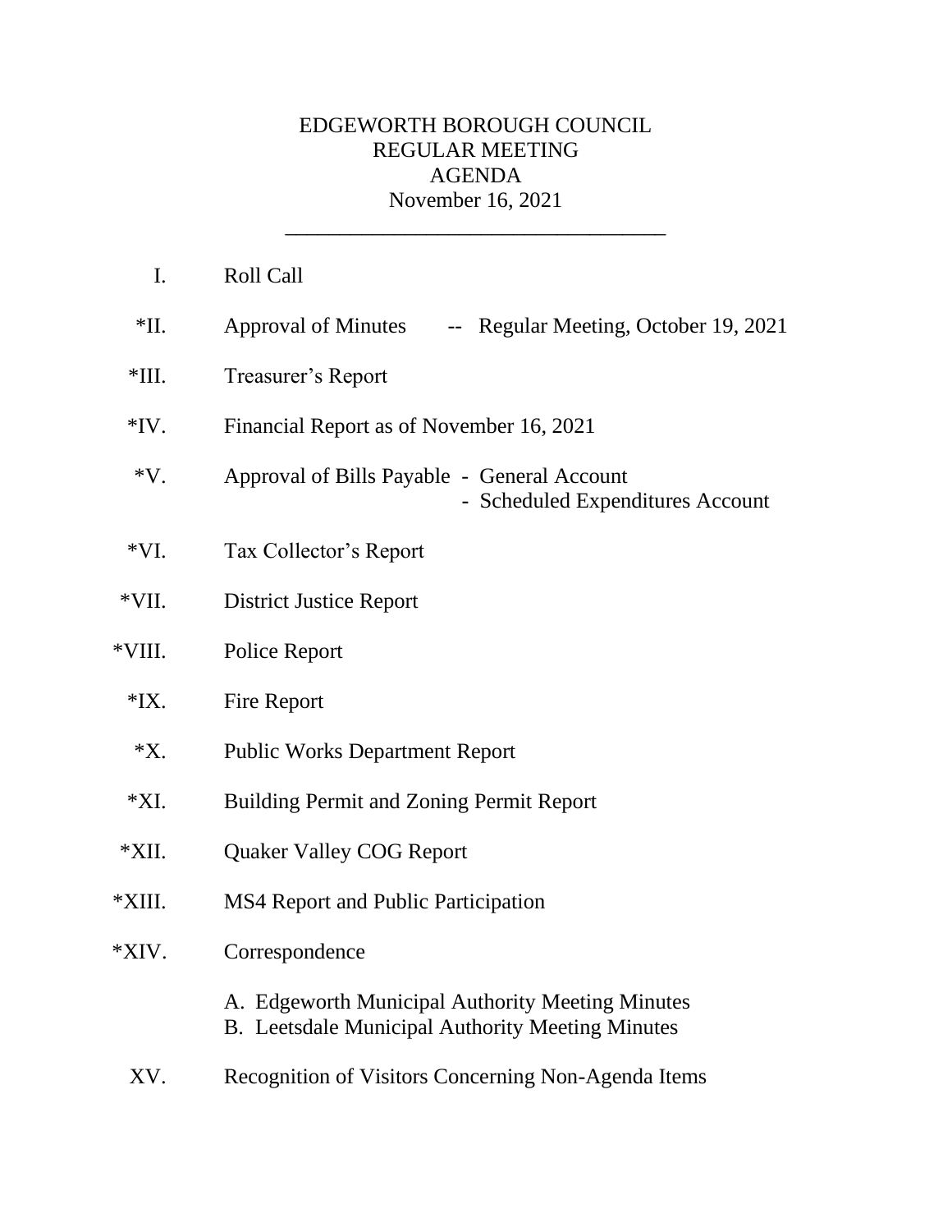# EDGEWORTH BOROUGH COUNCIL
## REGULAR MEETING
## AGENDA
## November 16, 2021

---

I. Roll Call

*II. Approval of Minutes -- Regular Meeting, October 19, 2021

*III. Treasurer's Report

*IV. Financial Report as of November 16, 2021

*V. Approval of Bills Payable - General Account
- Scheduled Expenditures Account

*VI. Tax Collector's Report

*VII. District Justice Report

*VIII. Police Report

*IX. Fire Report

*X. Public Works Department Report

*XI. Building Permit and Zoning Permit Report

*XII. Quaker Valley COG Report

*XIII. MS4 Report and Public Participation

*XIV. Correspondence

A. Edgeworth Municipal Authority Meeting Minutes
B. Leetsdale Municipal Authority Meeting Minutes

XV. Recognition of Visitors Concerning Non-Agenda Items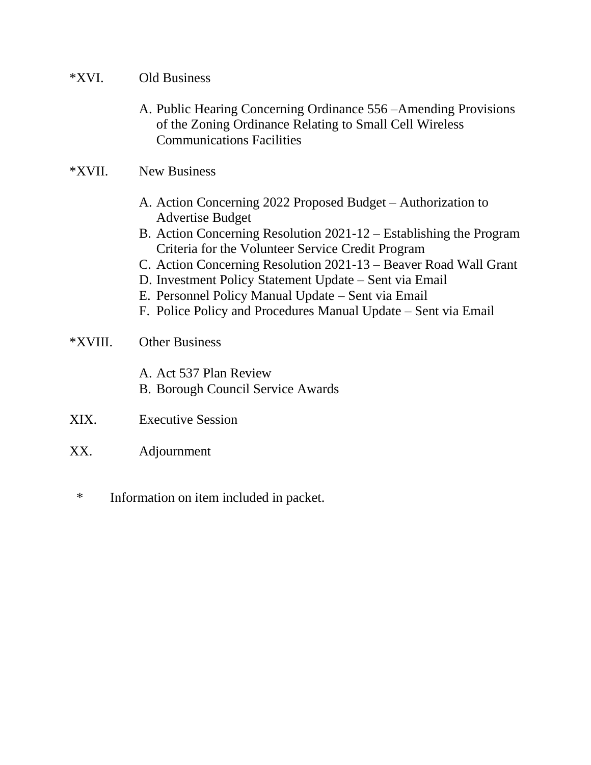*XVI. Old Business

A. Public Hearing Concerning Ordinance 556 –Amending Provisions of the Zoning Ordinance Relating to Small Cell Wireless Communications Facilities

*XVII. New Business

A. Action Concerning 2022 Proposed Budget – Authorization to Advertise Budget
B. Action Concerning Resolution 2021-12 – Establishing the Program Criteria for the Volunteer Service Credit Program
C. Action Concerning Resolution 2021-13 – Beaver Road Wall Grant
D. Investment Policy Statement Update – Sent via Email
E. Personnel Policy Manual Update – Sent via Email
F. Police Policy and Procedures Manual Update – Sent via Email

*XVIII. Other Business

A. Act 537 Plan Review
B. Borough Council Service Awards

XIX. Executive Session

XX. Adjournment

\* Information on item included in packet.